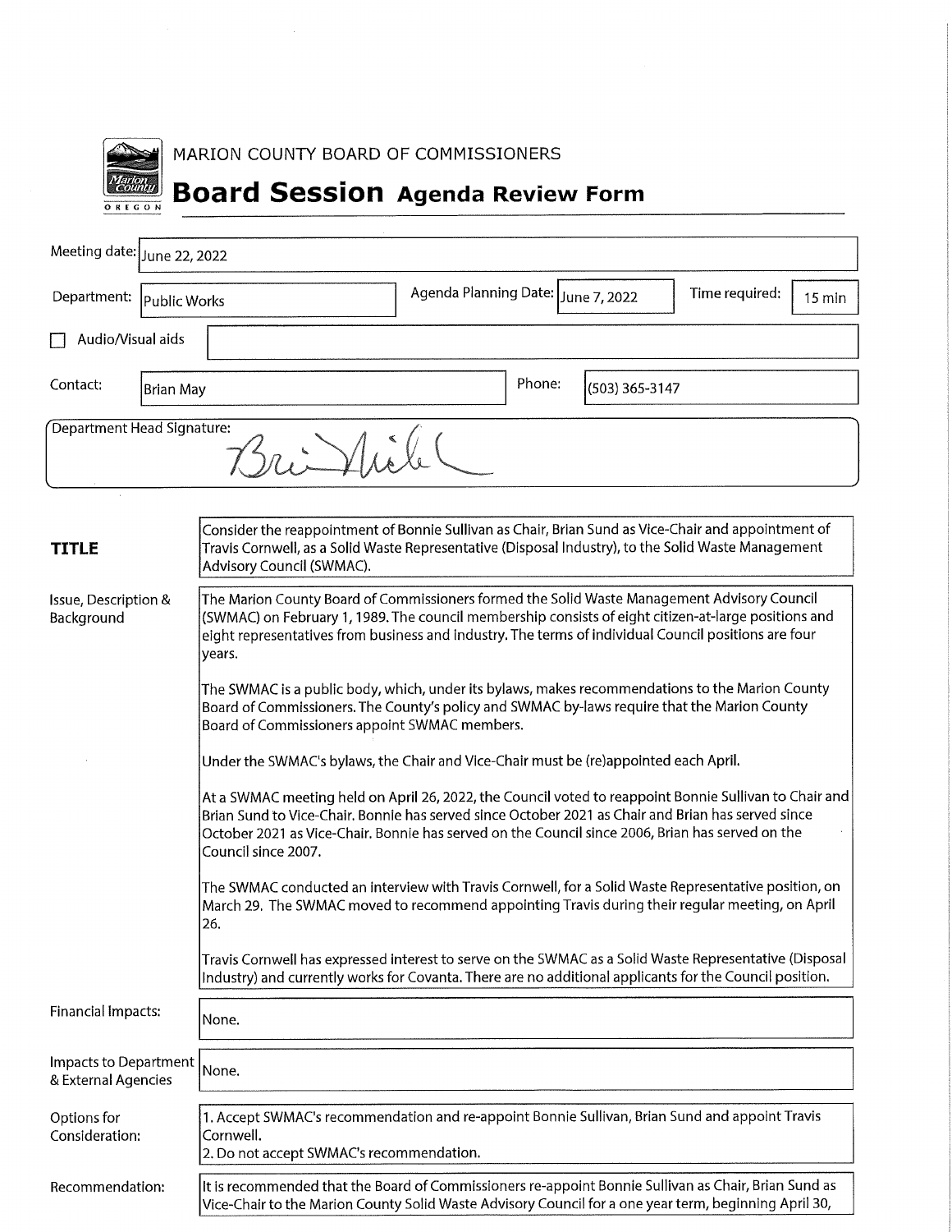MARION COUNTY BOARD OF COMMISSIONERS

# Board Session Agenda Review Form

| | | | | | |
|---|---|---|---|---|---|
| Meeting date: | June 22, 2022 | | | | |
| Department: | Public Works | Agenda Planning Date: | June 7, 2022 | Time required: | 15 min |
| ☐ Audio/Visual aids | | | | | |
| Contact: | Brian May | Phone: | (503) 365-3147 | | |

Department Head Signature: [signature]

**TITLE**

Consider the reappointment of Bonnie Sullivan as Chair, Brian Sund as Vice-Chair and appointment of Travis Cornwell, as a Solid Waste Representative (Disposal Industry), to the Solid Waste Management Advisory Council (SWMAC).

**Issue, Description & Background**

The Marion County Board of Commissioners formed the Solid Waste Management Advisory Council (SWMAC) on February 1, 1989. The council membership consists of eight citizen-at-large positions and eight representatives from business and industry. The terms of individual Council positions are four years.

The SWMAC is a public body, which, under its bylaws, makes recommendations to the Marion County Board of Commissioners. The County's policy and SWMAC by-laws require that the Marion County Board of Commissioners appoint SWMAC members.

Under the SWMAC's bylaws, the Chair and Vice-Chair must be (re)appointed each April.

At a SWMAC meeting held on April 26, 2022, the Council voted to reappoint Bonnie Sullivan to Chair and Brian Sund to Vice-Chair. Bonnie has served since October 2021 as Chair and Brian has served since October 2021 as Vice-Chair. Bonnie has served on the Council since 2006, Brian has served on the Council since 2007.

The SWMAC conducted an interview with Travis Cornwell, for a Solid Waste Representative position, on March 29. The SWMAC moved to recommend appointing Travis during their regular meeting, on April 26.

Travis Cornwell has expressed interest to serve on the SWMAC as a Solid Waste Representative (Disposal Industry) and currently works for Covanta. There are no additional applicants for the Council position.

**Financial Impacts:**

None.

**Impacts to Department & External Agencies**

None.

**Options for Consideration:**

1. Accept SWMAC's recommendation and re-appoint Bonnie Sullivan, Brian Sund and appoint Travis Cornwell.
2. Do not accept SWMAC's recommendation.

**Recommendation:**

It is recommended that the Board of Commissioners re-appoint Bonnie Sullivan as Chair, Brian Sund as Vice-Chair to the Marion County Solid Waste Advisory Council for a one year term, beginning April 30,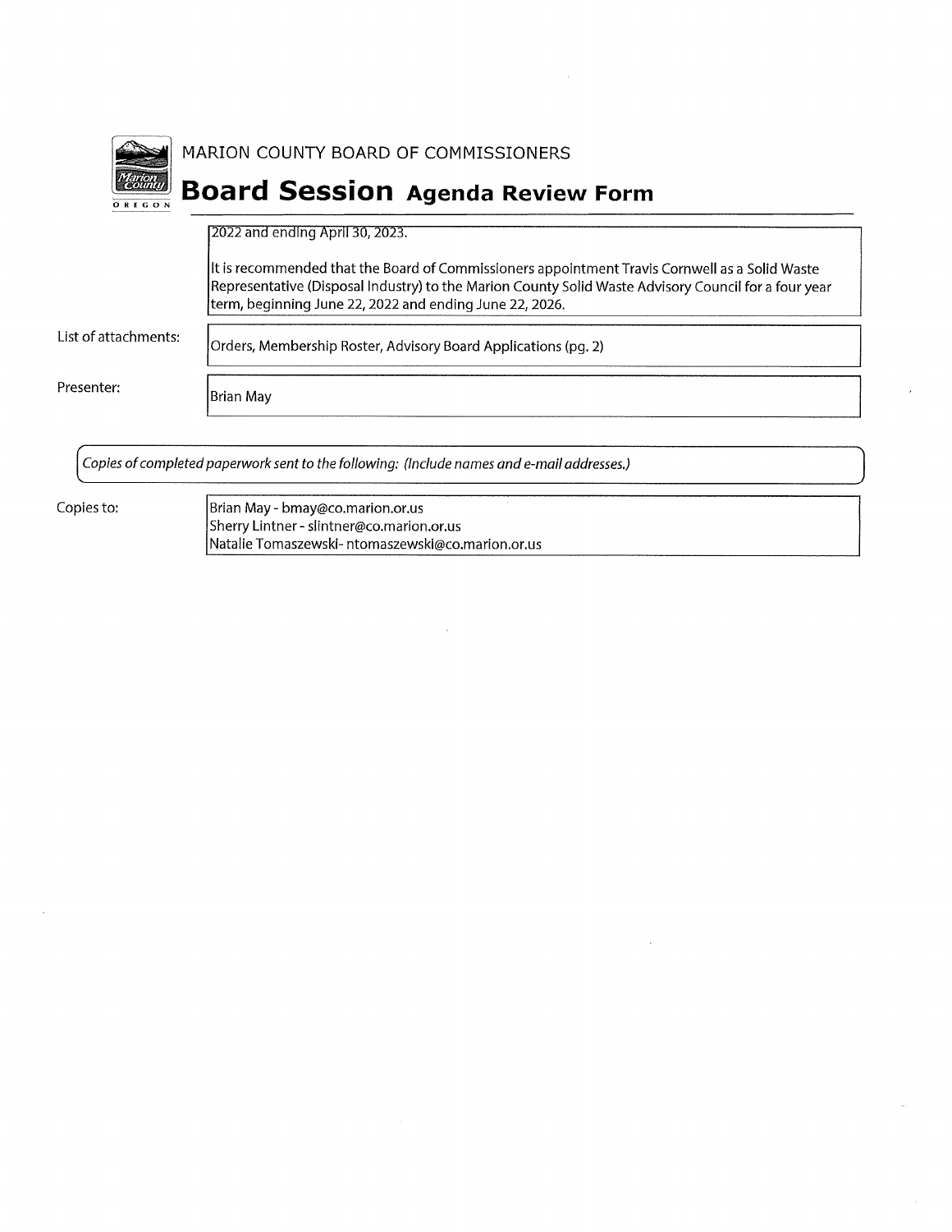MARION COUNTY BOARD OF COMMISSIONERS

# Board Session Agenda Review Form

2022 and ending April 30, 2023.

It is recommended that the Board of Commissioners appointment Travis Cornwell as a Solid Waste Representative (Disposal Industry) to the Marion County Solid Waste Advisory Council for a four year term, beginning June 22, 2022 and ending June 22, 2026.

List of attachments: Orders, Membership Roster, Advisory Board Applications (pg. 2)

Presenter: Brian May

*Copies of completed paperwork sent to the following: (Include names and e-mail addresses.)*

Copies to:

Brian May - bmay@co.marion.or.us
Sherry Lintner - slintner@co.marion.or.us
Natalie Tomaszewski- ntomaszewski@co.marion.or.us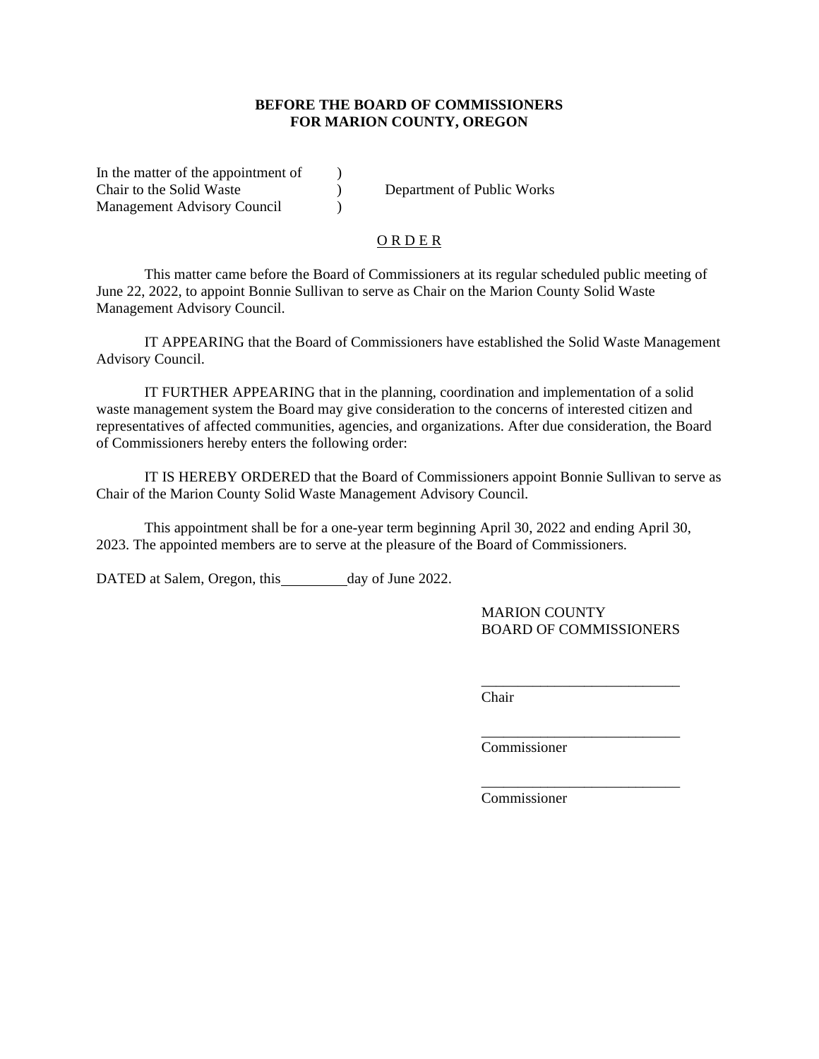**BEFORE THE BOARD OF COMMISSIONERS**
**FOR MARION COUNTY, OREGON**

In the matter of the appointment of )
Chair to the Solid Waste ) Department of Public Works
Management Advisory Council )

O R D E R

This matter came before the Board of Commissioners at its regular scheduled public meeting of June 22, 2022, to appoint Bonnie Sullivan to serve as Chair on the Marion County Solid Waste Management Advisory Council.

IT APPEARING that the Board of Commissioners have established the Solid Waste Management Advisory Council.

IT FURTHER APPEARING that in the planning, coordination and implementation of a solid waste management system the Board may give consideration to the concerns of interested citizen and representatives of affected communities, agencies, and organizations. After due consideration, the Board of Commissioners hereby enters the following order:

IT IS HEREBY ORDERED that the Board of Commissioners appoint Bonnie Sullivan to serve as Chair of the Marion County Solid Waste Management Advisory Council.

This appointment shall be for a one-year term beginning April 30, 2022 and ending April 30, 2023. The appointed members are to serve at the pleasure of the Board of Commissioners.

DATED at Salem, Oregon, this\_\_\_\_\_\_\_\_\_day of June 2022.

MARION COUNTY
BOARD OF COMMISSIONERS

\_\_\_\_\_\_\_\_\_\_\_\_\_\_\_\_\_\_\_\_\_\_\_\_\_\_\_
Chair

\_\_\_\_\_\_\_\_\_\_\_\_\_\_\_\_\_\_\_\_\_\_\_\_\_\_\_
Commissioner

\_\_\_\_\_\_\_\_\_\_\_\_\_\_\_\_\_\_\_\_\_\_\_\_\_\_\_
Commissioner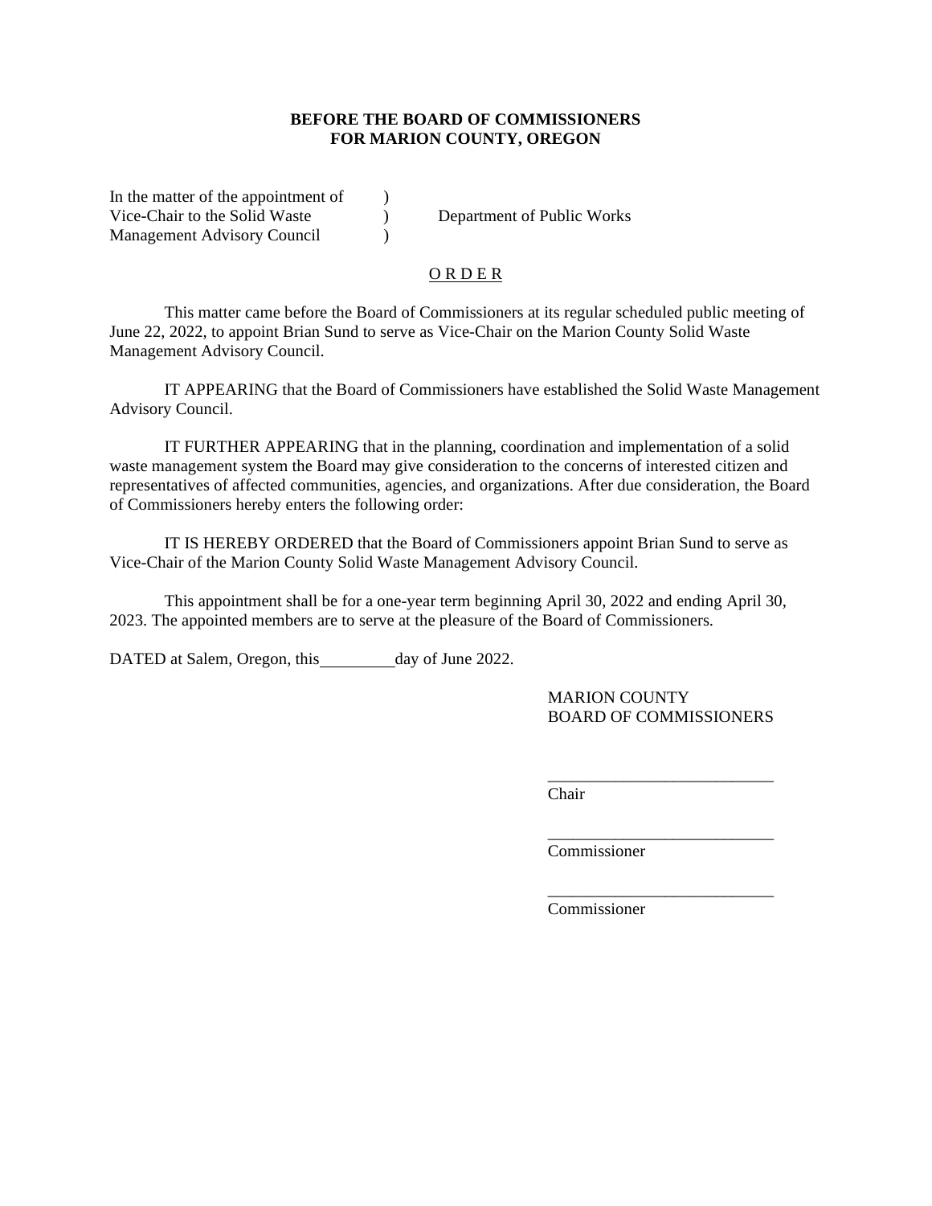**BEFORE THE BOARD OF COMMISSIONERS**
**FOR MARION COUNTY, OREGON**

In the matter of the appointment of )
Vice-Chair to the Solid Waste ) Department of Public Works
Management Advisory Council )

O R D E R

This matter came before the Board of Commissioners at its regular scheduled public meeting of June 22, 2022, to appoint Brian Sund to serve as Vice-Chair on the Marion County Solid Waste Management Advisory Council.

IT APPEARING that the Board of Commissioners have established the Solid Waste Management Advisory Council.

IT FURTHER APPEARING that in the planning, coordination and implementation of a solid waste management system the Board may give consideration to the concerns of interested citizen and representatives of affected communities, agencies, and organizations. After due consideration, the Board of Commissioners hereby enters the following order:

IT IS HEREBY ORDERED that the Board of Commissioners appoint Brian Sund to serve as Vice-Chair of the Marion County Solid Waste Management Advisory Council.

This appointment shall be for a one-year term beginning April 30, 2022 and ending April 30, 2023. The appointed members are to serve at the pleasure of the Board of Commissioners.

DATED at Salem, Oregon, this_________day of June 2022.

MARION COUNTY
BOARD OF COMMISSIONERS

___________________________
Chair

___________________________
Commissioner

___________________________
Commissioner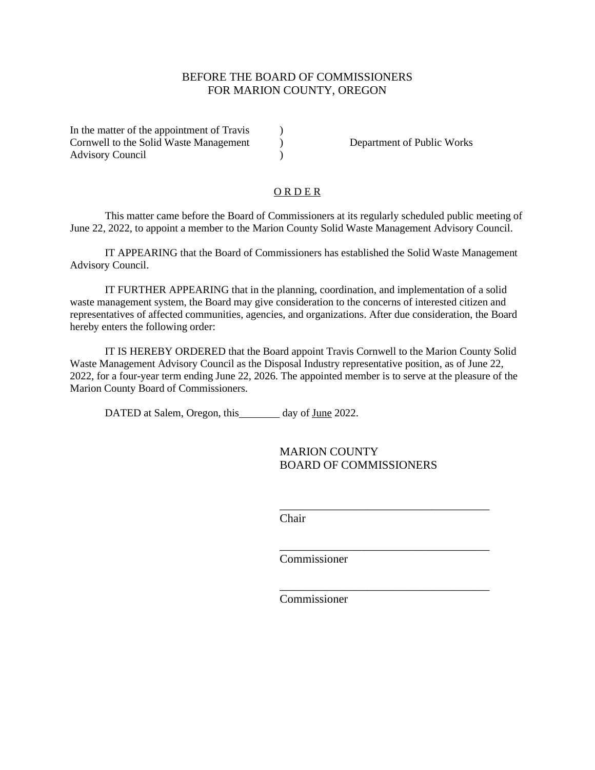BEFORE THE BOARD OF COMMISSIONERS
FOR MARION COUNTY, OREGON

In the matter of the appointment of Travis Cornwell to the Solid Waste Management Advisory Council )

Department of Public Works

O R D E R

This matter came before the Board of Commissioners at its regularly scheduled public meeting of June 22, 2022, to appoint a member to the Marion County Solid Waste Management Advisory Council.

IT APPEARING that the Board of Commissioners has established the Solid Waste Management Advisory Council.

IT FURTHER APPEARING that in the planning, coordination, and implementation of a solid waste management system, the Board may give consideration to the concerns of interested citizen and representatives of affected communities, agencies, and organizations. After due consideration, the Board hereby enters the following order:

IT IS HEREBY ORDERED that the Board appoint Travis Cornwell to the Marion County Solid Waste Management Advisory Council as the Disposal Industry representative position, as of June 22, 2022, for a four-year term ending June 22, 2026. The appointed member is to serve at the pleasure of the Marion County Board of Commissioners.

DATED at Salem, Oregon, this________ day of June 2022.

MARION COUNTY
BOARD OF COMMISSIONERS

_____________________________________
Chair

_____________________________________
Commissioner

_____________________________________
Commissioner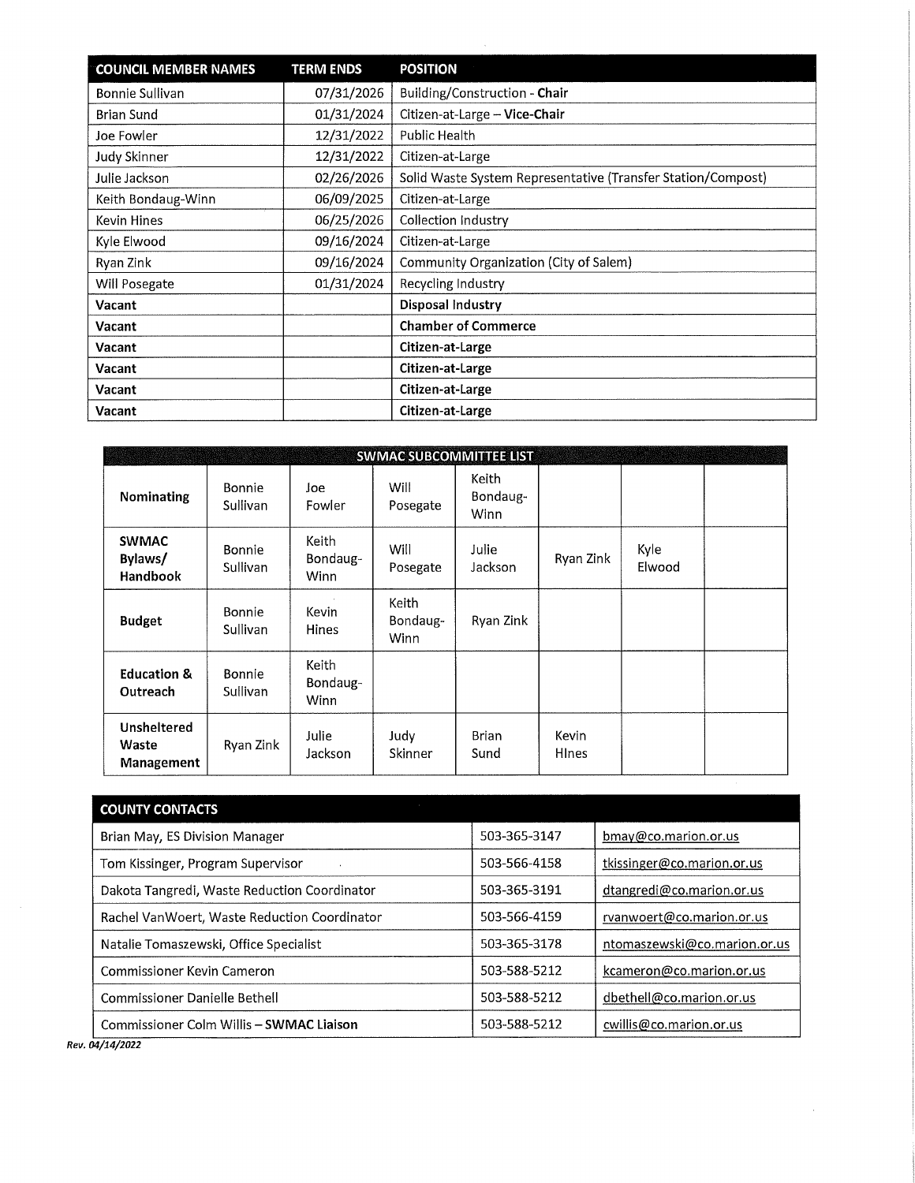| COUNCIL MEMBER NAMES | TERM ENDS | POSITION |
|---|---|---|
| Bonnie Sullivan | 07/31/2026 | Building/Construction - **Chair** |
| Brian Sund | 01/31/2024 | Citizen-at-Large – **Vice-Chair** |
| Joe Fowler | 12/31/2022 | Public Health |
| Judy Skinner | 12/31/2022 | Citizen-at-Large |
| Julie Jackson | 02/26/2026 | Solid Waste System Representative (Transfer Station/Compost) |
| Keith Bondaug-Winn | 06/09/2025 | Citizen-at-Large |
| Kevin Hines | 06/25/2026 | Collection Industry |
| Kyle Elwood | 09/16/2024 | Citizen-at-Large |
| Ryan Zink | 09/16/2024 | Community Organization (City of Salem) |
| Will Posegate | 01/31/2024 | Recycling Industry |
| **Vacant** | | **Disposal Industry** |
| **Vacant** | | **Chamber of Commerce** |
| **Vacant** | | **Citizen-at-Large** |
| **Vacant** | | **Citizen-at-Large** |
| **Vacant** | | **Citizen-at-Large** |
| **Vacant** | | **Citizen-at-Large** |

| SWMAC SUBCOMMITTEE LIST | | | | | | | |
|---|---|---|---|---|---|---|---|
| **Nominating** | Bonnie Sullivan | Joe Fowler | Will Posegate | Keith Bondaug-Winn | | | |
| **SWMAC Bylaws/ Handbook** | Bonnie Sullivan | Keith Bondaug-Winn | Will Posegate | Julie Jackson | Ryan Zink | Kyle Elwood | |
| **Budget** | Bonnie Sullivan | Kevin Hines | Keith Bondaug-Winn | Ryan Zink | | | |
| **Education & Outreach** | Bonnie Sullivan | Keith Bondaug-Winn | | | | | |
| **Unsheltered Waste Management** | Ryan Zink | Julie Jackson | Judy Skinner | Brian Sund | Kevin HInes | | |

| COUNTY CONTACTS | | |
|---|---|---|
| Brian May, ES Division Manager | 503-365-3147 | bmay@co.marion.or.us |
| Tom Kissinger, Program Supervisor | 503-566-4158 | tkissinger@co.marion.or.us |
| Dakota Tangredi, Waste Reduction Coordinator | 503-365-3191 | dtangredi@co.marion.or.us |
| Rachel VanWoert, Waste Reduction Coordinator | 503-566-4159 | rvanwoert@co.marion.or.us |
| Natalie Tomaszewski, Office Specialist | 503-365-3178 | ntomaszewski@co.marion.or.us |
| Commissioner Kevin Cameron | 503-588-5212 | kcameron@co.marion.or.us |
| Commissioner Danielle Bethell | 503-588-5212 | dbethell@co.marion.or.us |
| Commissioner Colm Willis – **SWMAC Liaison** | 503-588-5212 | cwillis@co.marion.or.us |

***Rev. 04/14/2022***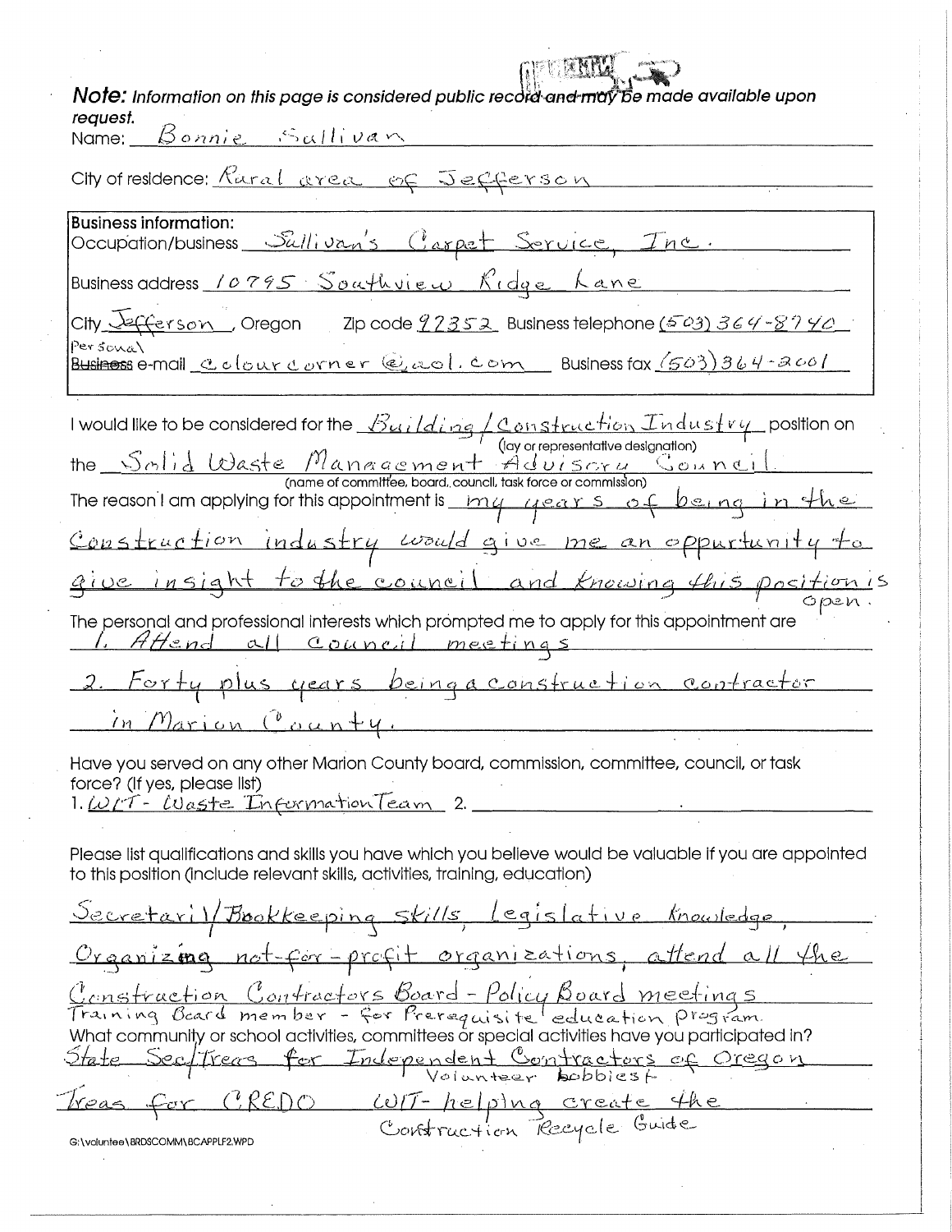**Note:** *Information on this page is considered public record and may be made available upon request.*

Name: Bonnie Sullivan

City of residence: Rural area of Jefferson

**Business information:**

Occupation/business: Sullivan's Carpet Service, Inc.

Business address: 10795 Southview Ridge Lane

City: Jefferson, Oregon  Zip code: 97352  Business telephone: (503) 364-8740

Personal e-mail: colourcorner@aol.com  Business fax: (503) 364-2001

I would like to be considered for the Building/Construction Industry position on the Solid Waste Management Advisory Council.

(lay or representative designation)

(name of committee, board, council, task force or commission)

The reason I am applying for this appointment is my years of being in the construction industry would give me an oppurtunity to give insight to the council and knowing this position is open.

The personal and professional interests which prompted me to apply for this appointment are

1. Attend all council meetings
2. Forty plus years being a construction contractor in Marion County.

Have you served on any other Marion County board, commission, committee, council, or task force? (If yes, please list)

1. WIT - Waste Information Team  2. ______

Please list qualifications and skills you have which you believe would be valuable if you are appointed to this position (include relevant skills, activities, training, education)

Secretarial/Bookkeeping skills, Legislative knowledge, Organizing not-for-profit organizations, attend all the Construction Contractors Board - Policy Board meetings. Training Board member - for Prerequisite education program.

What community or school activities, committees or special activities have you participated in?

State Sec/Treas for Independent Contractors of Oregon

Volunteer lobbiest

Treas for CREDO  WIT - helping create the Construction Recycle Guide

G:\voluntee\BRDSCOMM\BCAPPLF2.WPD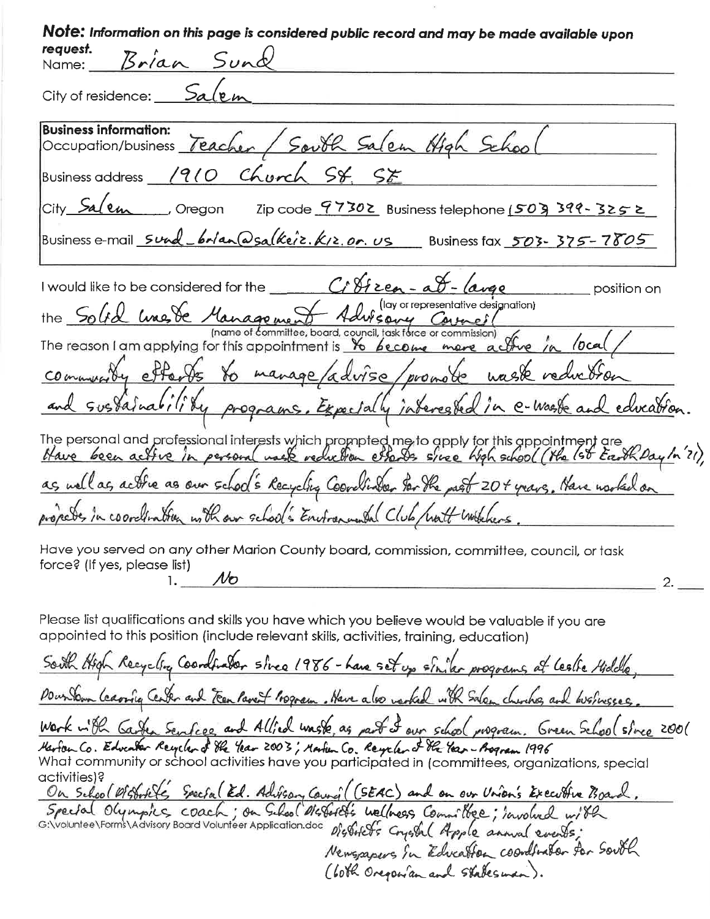**Note:** *Information on this page is considered public record and may be made available upon request.*

Name: Brian Sund

City of residence: Salem

**Business information:**

Occupation/business: Teacher / South Salem High School

Business address: 1910 Church St. SE

City: Salem, Oregon Zip code: 97302 Business telephone: (503) 399-3252

Business e-mail: sund_brian@salkeiz.k12.or.us Business fax: 503-375-7805

I would like to be considered for the Citizen-at-large position on (lay or representative designation)

the Solid Waste Management Advisory Council (name of committee, board, council, task force or commission)

The reason I am applying for this appointment is to become more active in local/community efforts to manage/advise/promote waste reduction and sustainability programs. Especially interested in e-waste and education.

The personal and professional interests which prompted me to apply for this appointment are: Have been active in personal waste reduction efforts since high school (the 1st Earth Day in '71), as well as active as our school's Recycling Coordinator for the past 20+ years. Have worked on projects in coordination with our school's Environmental Club/Watt Watchers.

Have you served on any other Marion County board, commission, committee, council, or task force? (If yes, please list)

1. No 2.

Please list qualifications and skills you have which you believe would be valuable if you are appointed to this position (include relevant skills, activities, training, education)

South High Recycling Coordinator since 1986 - have set up similar programs at Leslie Middle, Downtown Learning Center and Teen Parent Program. Have also worked with Salem churches and businesses. Work with Garten Services and Allied Waste as part of our school program. Green School since 2001. Marion Co. Educator Recycler of the Year 2003; Marion Co. Recycler of the Year - Program 1996

What community or school activities have you participated in (committees, organizations, special activities)?

On School District's Special Ed. Advisory Council (SEAC) and on our Union's Executive Board. Special Olympics coach; on School District's Wellness Committee; involved with District's Crystal Apple annual events; Newspapers in Education coordinator for South (both Oregonian and Statesman).

G:\voluntee\Forms\Advisory Board Volunteer Application.doc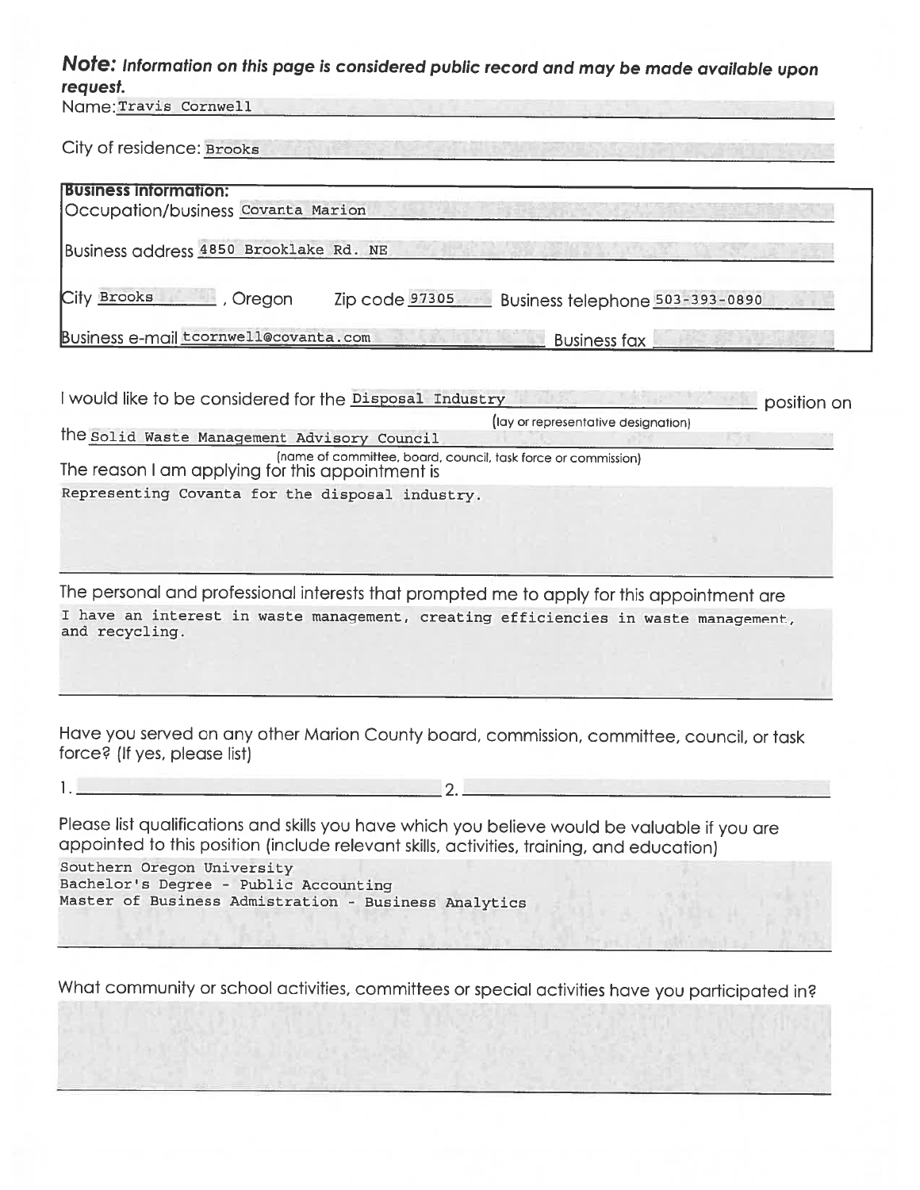***Note:*** ***Information on this page is considered public record and may be made available upon request.***

Name: Travis Cornwell

City of residence: Brooks

**Business information:**

Occupation/business Covanta Marion

Business address 4850 Brooklake Rd. NE

City Brooks , Oregon Zip code 97305 Business telephone 503-393-0890

Business e-mail tcornwell@covanta.com Business fax

I would like to be considered for the Disposal Industry position on
(lay or representative designation)

the Solid Waste Management Advisory Council
(name of committee, board, council, task force or commission)

The reason I am applying for this appointment is

Representing Covanta for the disposal industry.

The personal and professional interests that prompted me to apply for this appointment are

I have an interest in waste management, creating efficiencies in waste management, and recycling.

Have you served on any other Marion County board, commission, committee, council, or task force? (If yes, please list)

1. 2.

Please list qualifications and skills you have which you believe would be valuable if you are appointed to this position (include relevant skills, activities, training, and education)

Southern Oregon University
Bachelor's Degree - Public Accounting
Master of Business Admistration - Business Analytics

What community or school activities, committees or special activities have you participated in?